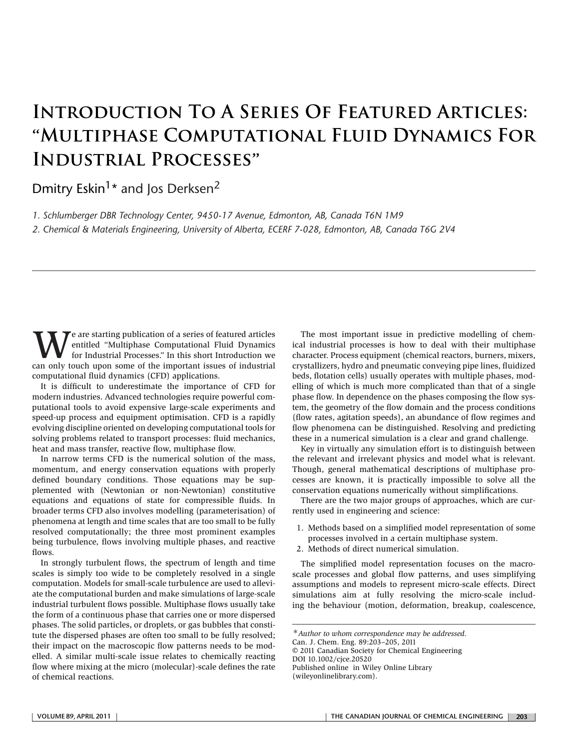# Introduction To A Series Of Featured Articles: "Multiphase Computational Fluid Dynamics For Industrial Processes"

Dmitry Eskin[1]* and Jos Derksen[2]

*1. Schlumberger DBR Technology Center, 9450-17 Avenue, Edmonton, AB, Canada T6N 1M9*

*2. Chemical & Materials Engineering, University of Alberta, ECERF 7-028, Edmonton, AB, Canada T6G 2V4*

---

We are starting publication of a series of featured articles entitled "Multiphase Computational Fluid Dynamics for Industrial Processes." In this short Introduction we can only touch upon some of the important issues of industrial computational fluid dynamics (CFD) applications.

It is difficult to underestimate the importance of CFD for modern industries. Advanced technologies require powerful computational tools to avoid expensive large-scale experiments and speed-up process and equipment optimisation. CFD is a rapidly evolving discipline oriented on developing computational tools for solving problems related to transport processes: fluid mechanics, heat and mass transfer, reactive flow, multiphase flow.

In narrow terms CFD is the numerical solution of the mass, momentum, and energy conservation equations with properly defined boundary conditions. Those equations may be supplemented with (Newtonian or non-Newtonian) constitutive equations and equations of state for compressible fluids. In broader terms CFD also involves modelling (parameterisation) of phenomena at length and time scales that are too small to be fully resolved computationally; the three most prominent examples being turbulence, flows involving multiple phases, and reactive flows.

In strongly turbulent flows, the spectrum of length and time scales is simply too wide to be completely resolved in a single computation. Models for small-scale turbulence are used to alleviate the computational burden and make simulations of large-scale industrial turbulent flows possible. Multiphase flows usually take the form of a continuous phase that carries one or more dispersed phases. The solid particles, or droplets, or gas bubbles that constitute the dispersed phases are often too small to be fully resolved; their impact on the macroscopic flow patterns needs to be modelled. A similar multi-scale issue relates to chemically reacting flow where mixing at the micro (molecular)-scale defines the rate of chemical reactions.

The most important issue in predictive modelling of chemical industrial processes is how to deal with their multiphase character. Process equipment (chemical reactors, burners, mixers, crystallizers, hydro and pneumatic conveying pipe lines, fluidized beds, flotation cells) usually operates with multiple phases, modelling of which is much more complicated than that of a single phase flow. In dependence on the phases composing the flow system, the geometry of the flow domain and the process conditions (flow rates, agitation speeds), an abundance of flow regimes and flow phenomena can be distinguished. Resolving and predicting these in a numerical simulation is a clear and grand challenge.

Key in virtually any simulation effort is to distinguish between the relevant and irrelevant physics and model what is relevant. Though, general mathematical descriptions of multiphase processes are known, it is practically impossible to solve all the conservation equations numerically without simplifications.

There are the two major groups of approaches, which are currently used in engineering and science:

1. Methods based on a simplified model representation of some processes involved in a certain multiphase system.
2. Methods of direct numerical simulation.

The simplified model representation focuses on the macro-scale processes and global flow patterns, and uses simplifying assumptions and models to represent micro-scale effects. Direct simulations aim at fully resolving the micro-scale including the behaviour (motion, deformation, breakup, coalescence,

---

\**Author to whom correspondence may be addressed.*
Can. J. Chem. Eng. 89:203–205, 2011
© 2011 Canadian Society for Chemical Engineering
DOI 10.1002/cjce.20520
Published online in Wiley Online Library (wileyonlinelibrary.com).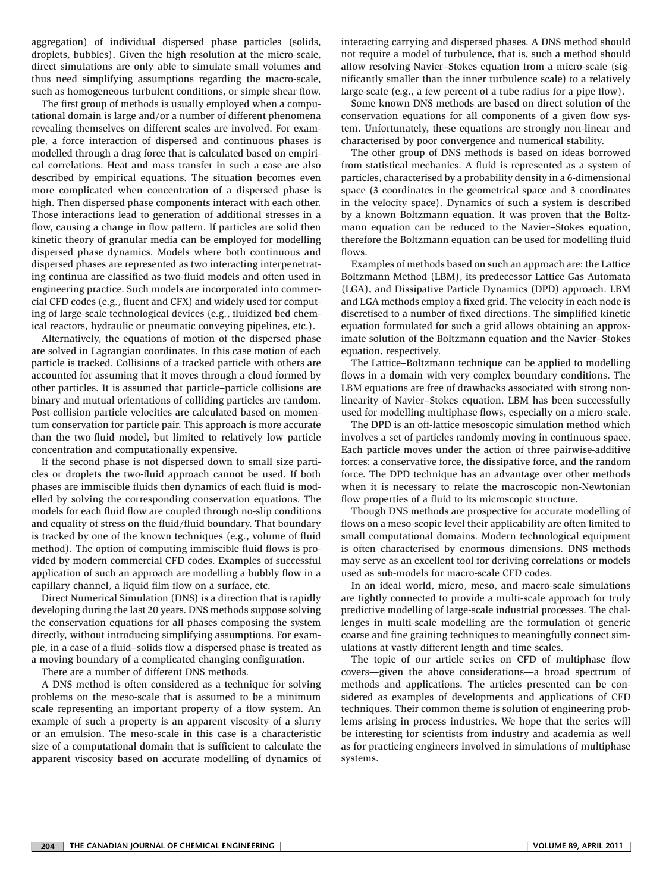aggregation) of individual dispersed phase particles (solids, droplets, bubbles). Given the high resolution at the micro-scale, direct simulations are only able to simulate small volumes and thus need simplifying assumptions regarding the macro-scale, such as homogeneous turbulent conditions, or simple shear flow.

The first group of methods is usually employed when a computational domain is large and/or a number of different phenomena revealing themselves on different scales are involved. For example, a force interaction of dispersed and continuous phases is modelled through a drag force that is calculated based on empirical correlations. Heat and mass transfer in such a case are also described by empirical equations. The situation becomes even more complicated when concentration of a dispersed phase is high. Then dispersed phase components interact with each other. Those interactions lead to generation of additional stresses in a flow, causing a change in flow pattern. If particles are solid then kinetic theory of granular media can be employed for modelling dispersed phase dynamics. Models where both continuous and dispersed phases are represented as two interacting interpenetrating continua are classified as two-fluid models and often used in engineering practice. Such models are incorporated into commercial CFD codes (e.g., fluent and CFX) and widely used for computing of large-scale technological devices (e.g., fluidized bed chemical reactors, hydraulic or pneumatic conveying pipelines, etc.).

Alternatively, the equations of motion of the dispersed phase are solved in Lagrangian coordinates. In this case motion of each particle is tracked. Collisions of a tracked particle with others are accounted for assuming that it moves through a cloud formed by other particles. It is assumed that particle–particle collisions are binary and mutual orientations of colliding particles are random. Post-collision particle velocities are calculated based on momentum conservation for particle pair. This approach is more accurate than the two-fluid model, but limited to relatively low particle concentration and computationally expensive.

If the second phase is not dispersed down to small size particles or droplets the two-fluid approach cannot be used. If both phases are immiscible fluids then dynamics of each fluid is modelled by solving the corresponding conservation equations. The models for each fluid flow are coupled through no-slip conditions and equality of stress on the fluid/fluid boundary. That boundary is tracked by one of the known techniques (e.g., volume of fluid method). The option of computing immiscible fluid flows is provided by modern commercial CFD codes. Examples of successful application of such an approach are modelling a bubbly flow in a capillary channel, a liquid film flow on a surface, etc.

Direct Numerical Simulation (DNS) is a direction that is rapidly developing during the last 20 years. DNS methods suppose solving the conservation equations for all phases composing the system directly, without introducing simplifying assumptions. For example, in a case of a fluid–solids flow a dispersed phase is treated as a moving boundary of a complicated changing configuration.

There are a number of different DNS methods.

A DNS method is often considered as a technique for solving problems on the meso-scale that is assumed to be a minimum scale representing an important property of a flow system. An example of such a property is an apparent viscosity of a slurry or an emulsion. The meso-scale in this case is a characteristic size of a computational domain that is sufficient to calculate the apparent viscosity based on accurate modelling of dynamics of interacting carrying and dispersed phases. A DNS method should not require a model of turbulence, that is, such a method should allow resolving Navier–Stokes equation from a micro-scale (significantly smaller than the inner turbulence scale) to a relatively large-scale (e.g., a few percent of a tube radius for a pipe flow).

Some known DNS methods are based on direct solution of the conservation equations for all components of a given flow system. Unfortunately, these equations are strongly non-linear and characterised by poor convergence and numerical stability.

The other group of DNS methods is based on ideas borrowed from statistical mechanics. A fluid is represented as a system of particles, characterised by a probability density in a 6-dimensional space (3 coordinates in the geometrical space and 3 coordinates in the velocity space). Dynamics of such a system is described by a known Boltzmann equation. It was proven that the Boltzmann equation can be reduced to the Navier–Stokes equation, therefore the Boltzmann equation can be used for modelling fluid flows.

Examples of methods based on such an approach are: the Lattice Boltzmann Method (LBM), its predecessor Lattice Gas Automata (LGA), and Dissipative Particle Dynamics (DPD) approach. LBM and LGA methods employ a fixed grid. The velocity in each node is discretised to a number of fixed directions. The simplified kinetic equation formulated for such a grid allows obtaining an approximate solution of the Boltzmann equation and the Navier–Stokes equation, respectively.

The Lattice–Boltzmann technique can be applied to modelling flows in a domain with very complex boundary conditions. The LBM equations are free of drawbacks associated with strong non-linearity of Navier–Stokes equation. LBM has been successfully used for modelling multiphase flows, especially on a micro-scale.

The DPD is an off-lattice mesoscopic simulation method which involves a set of particles randomly moving in continuous space. Each particle moves under the action of three pairwise-additive forces: a conservative force, the dissipative force, and the random force. The DPD technique has an advantage over other methods when it is necessary to relate the macroscopic non-Newtonian flow properties of a fluid to its microscopic structure.

Though DNS methods are prospective for accurate modelling of flows on a meso-scopic level their applicability are often limited to small computational domains. Modern technological equipment is often characterised by enormous dimensions. DNS methods may serve as an excellent tool for deriving correlations or models used as sub-models for macro-scale CFD codes.

In an ideal world, micro, meso, and macro-scale simulations are tightly connected to provide a multi-scale approach for truly predictive modelling of large-scale industrial processes. The challenges in multi-scale modelling are the formulation of generic coarse and fine graining techniques to meaningfully connect simulations at vastly different length and time scales.

The topic of our article series on CFD of multiphase flow covers—given the above considerations—a broad spectrum of methods and applications. The articles presented can be considered as examples of developments and applications of CFD techniques. Their common theme is solution of engineering problems arising in process industries. We hope that the series will be interesting for scientists from industry and academia as well as for practicing engineers involved in simulations of multiphase systems.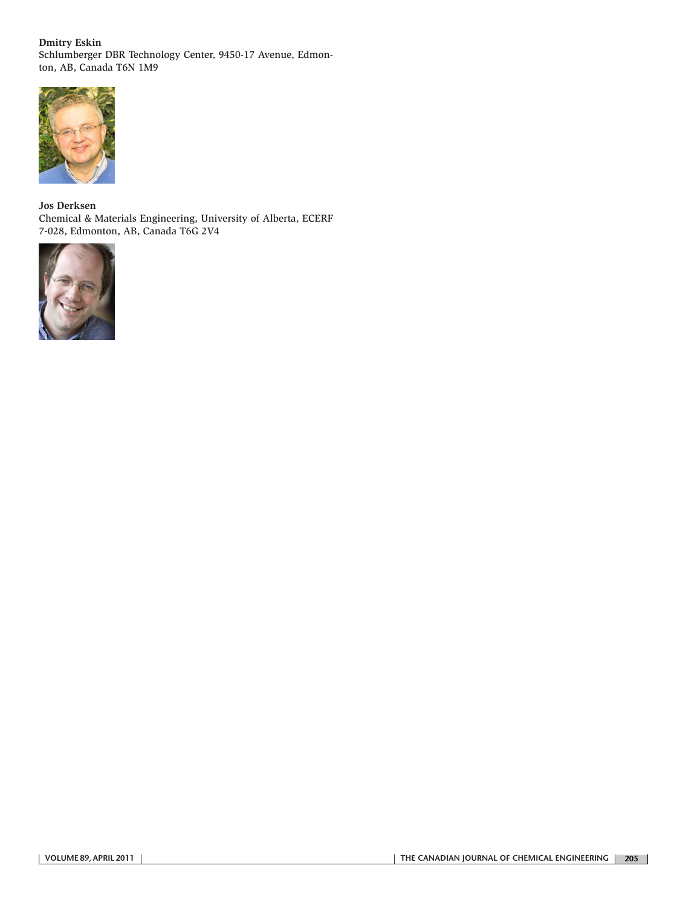**Dmitry Eskin**
Schlumberger DBR Technology Center, 9450-17 Avenue, Edmonton, AB, Canada T6N 1M9

**Jos Derksen**
Chemical & Materials Engineering, University of Alberta, ECERF 7-028, Edmonton, AB, Canada T6G 2V4